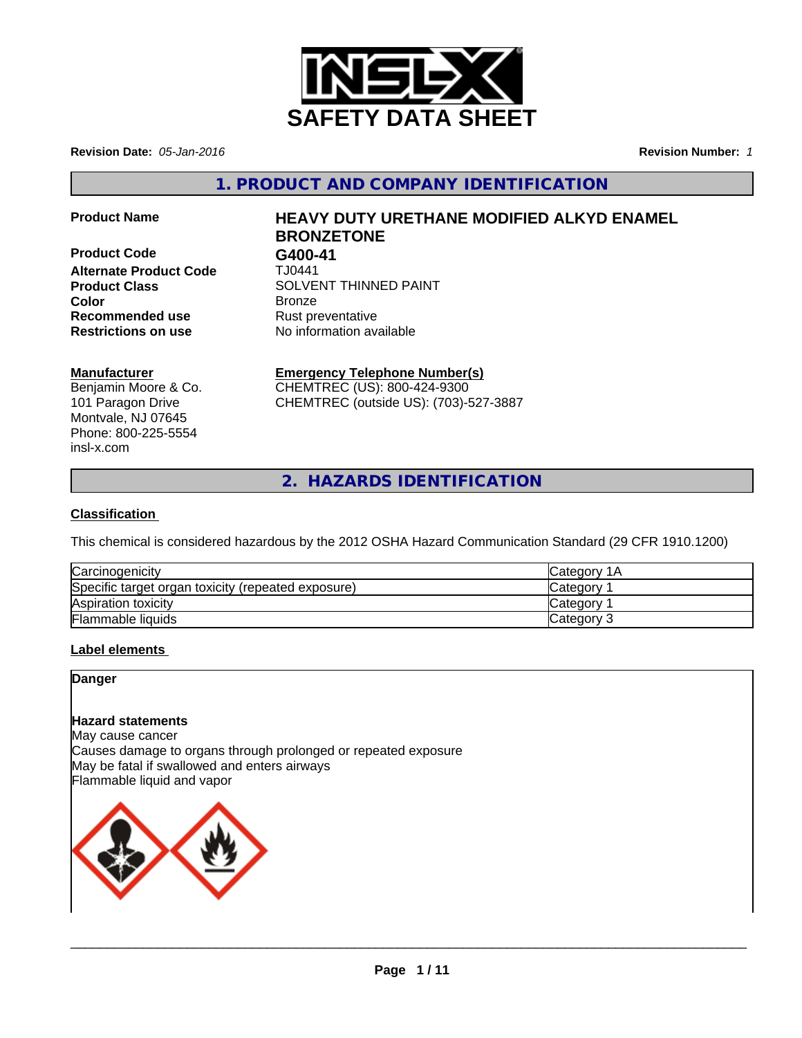# SAFETY DATA SHEET

**Revision Date:** *05-Jan-2016*

**Revision Number:** *1*

## 1. PRODUCT AND COMPANY IDENTIFICATION

| | |
|---|---|
| **Product Name** | **HEAVY DUTY URETHANE MODIFIED ALKYD ENAMEL BRONZETONE** |
| **Product Code** | **G400-41** |
| **Alternate Product Code** | TJ0441 |
| **Product Class** | SOLVENT THINNED PAINT |
| **Color** | Bronze |
| **Recommended use** | Rust preventative |
| **Restrictions on use** | No information available |

**Manufacturer**
Benjamin Moore & Co.
101 Paragon Drive
Montvale, NJ 07645
Phone: 800-225-5554
insl-x.com

**Emergency Telephone Number(s)**
CHEMTREC (US): 800-424-9300
CHEMTREC (outside US): (703)-527-3887

## 2. HAZARDS IDENTIFICATION

**Classification**

This chemical is considered hazardous by the 2012 OSHA Hazard Communication Standard (29 CFR 1910.1200)

| | |
|---|---|
| Carcinogenicity | Category 1A |
| Specific target organ toxicity (repeated exposure) | Category 1 |
| Aspiration toxicity | Category 1 |
| Flammable liquids | Category 3 |

**Label elements**

**Danger**

**Hazard statements**
May cause cancer
Causes damage to organs through prolonged or repeated exposure
May be fatal if swallowed and enters airways
Flammable liquid and vapor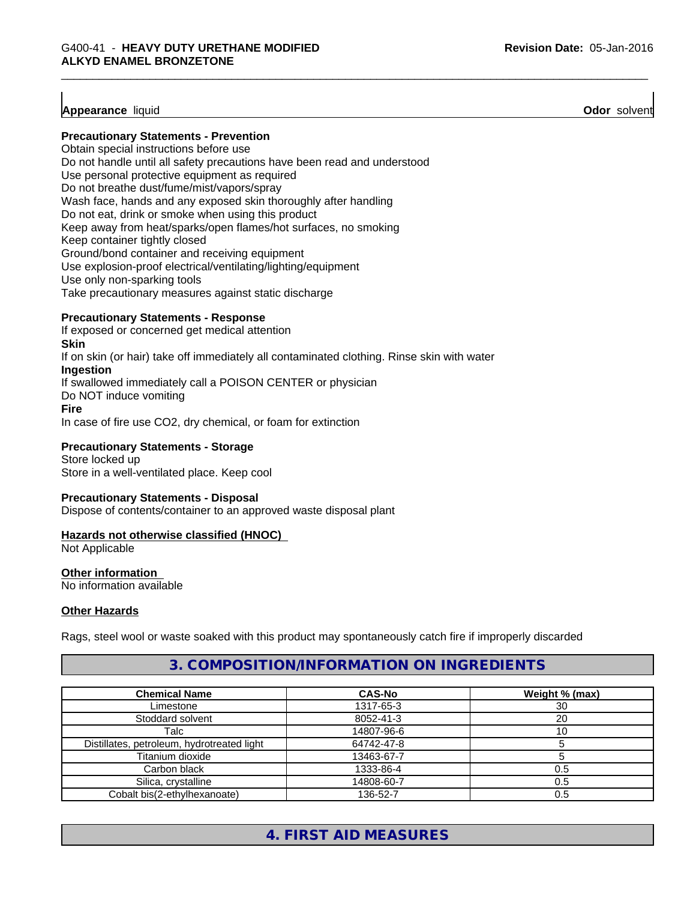**Appearance** liquid **Odor** solvent

**Precautionary Statements - Prevention**

Obtain special instructions before use
Do not handle until all safety precautions have been read and understood
Use personal protective equipment as required
Do not breathe dust/fume/mist/vapors/spray
Wash face, hands and any exposed skin thoroughly after handling
Do not eat, drink or smoke when using this product
Keep away from heat/sparks/open flames/hot surfaces, no smoking
Keep container tightly closed
Ground/bond container and receiving equipment
Use explosion-proof electrical/ventilating/lighting/equipment
Use only non-sparking tools
Take precautionary measures against static discharge

**Precautionary Statements - Response**

If exposed or concerned get medical attention

**Skin**

If on skin (or hair) take off immediately all contaminated clothing. Rinse skin with water

**Ingestion**

If swallowed immediately call a POISON CENTER or physician
Do NOT induce vomiting

**Fire**

In case of fire use CO2, dry chemical, or foam for extinction

**Precautionary Statements - Storage**

Store locked up
Store in a well-ventilated place. Keep cool

**Precautionary Statements - Disposal**

Dispose of contents/container to an approved waste disposal plant

**Hazards not otherwise classified (HNOC)**

Not Applicable

**Other information**

No information available

**Other Hazards**

Rags, steel wool or waste soaked with this product may spontaneously catch fire if improperly discarded

## 3. COMPOSITION/INFORMATION ON INGREDIENTS

| Chemical Name | CAS-No | Weight % (max) |
|---|---|---|
| Limestone | 1317-65-3 | 30 |
| Stoddard solvent | 8052-41-3 | 20 |
| Talc | 14807-96-6 | 10 |
| Distillates, petroleum, hydrotreated light | 64742-47-8 | 5 |
| Titanium dioxide | 13463-67-7 | 5 |
| Carbon black | 1333-86-4 | 0.5 |
| Silica, crystalline | 14808-60-7 | 0.5 |
| Cobalt bis(2-ethylhexanoate) | 136-52-7 | 0.5 |

## 4. FIRST AID MEASURES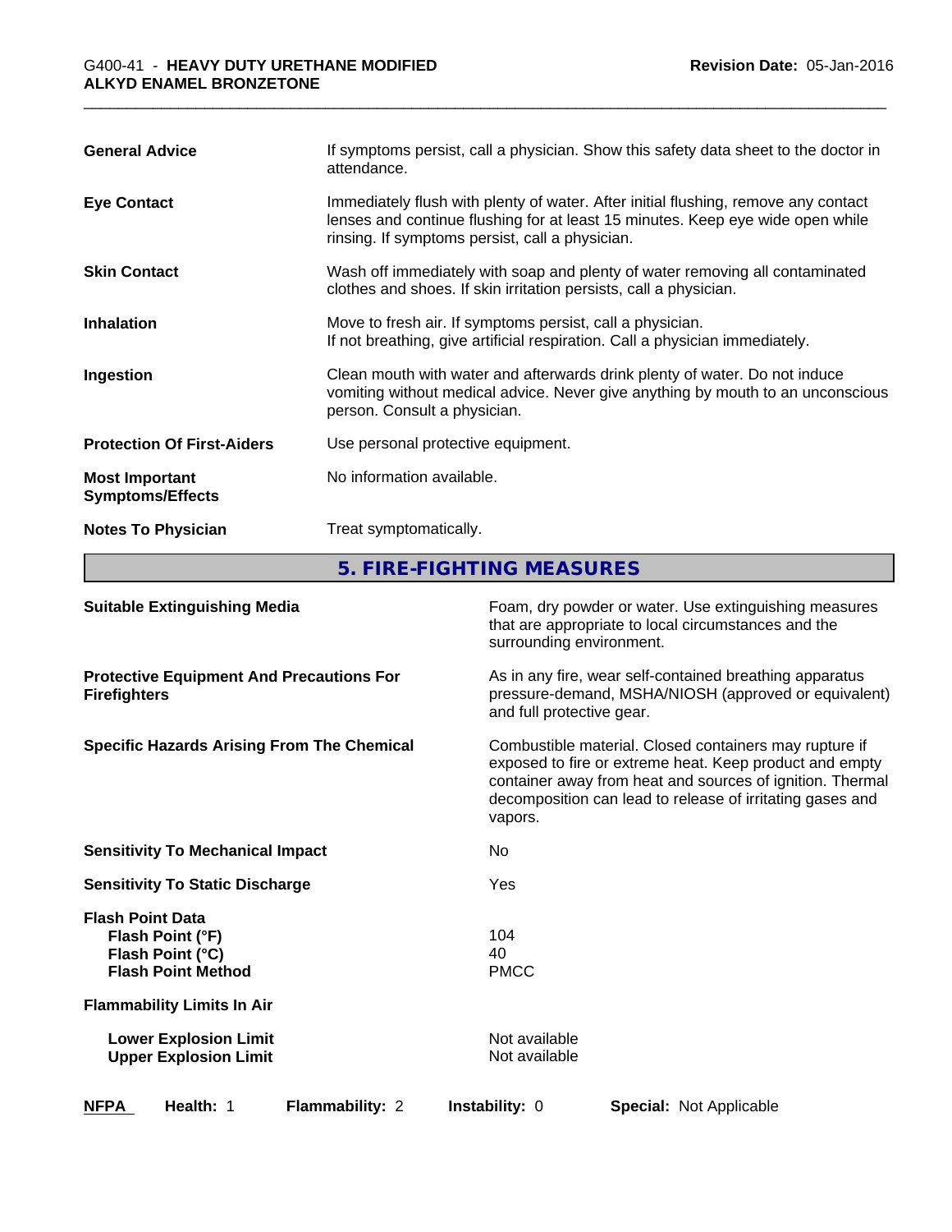| | |
|---|---|
| **General Advice** | If symptoms persist, call a physician. Show this safety data sheet to the doctor in attendance. |
| **Eye Contact** | Immediately flush with plenty of water. After initial flushing, remove any contact lenses and continue flushing for at least 15 minutes. Keep eye wide open while rinsing. If symptoms persist, call a physician. |
| **Skin Contact** | Wash off immediately with soap and plenty of water removing all contaminated clothes and shoes. If skin irritation persists, call a physician. |
| **Inhalation** | Move to fresh air. If symptoms persist, call a physician. If not breathing, give artificial respiration. Call a physician immediately. |
| **Ingestion** | Clean mouth with water and afterwards drink plenty of water. Do not induce vomiting without medical advice. Never give anything by mouth to an unconscious person. Consult a physician. |
| **Protection Of First-Aiders** | Use personal protective equipment. |
| **Most Important Symptoms/Effects** | No information available. |
| **Notes To Physician** | Treat symptomatically. |

## 5. FIRE-FIGHTING MEASURES

| | |
|---|---|
| **Suitable Extinguishing Media** | Foam, dry powder or water. Use extinguishing measures that are appropriate to local circumstances and the surrounding environment. |
| **Protective Equipment And Precautions For Firefighters** | As in any fire, wear self-contained breathing apparatus pressure-demand, MSHA/NIOSH (approved or equivalent) and full protective gear. |
| **Specific Hazards Arising From The Chemical** | Combustible material. Closed containers may rupture if exposed to fire or extreme heat. Keep product and empty container away from heat and sources of ignition. Thermal decomposition can lead to release of irritating gases and vapors. |
| **Sensitivity To Mechanical Impact** | No |
| **Sensitivity To Static Discharge** | Yes |
| **Flash Point Data** | |
| **Flash Point (°F)** | 104 |
| **Flash Point (°C)** | 40 |
| **Flash Point Method** | PMCC |
| **Flammability Limits In Air** | |
| **Lower Explosion Limit** | Not available |
| **Upper Explosion Limit** | Not available |

| **NFPA** | **Health:** 1 | **Flammability:** 2 | **Instability:** 0 | **Special:** Not Applicable |
|---|---|---|---|---|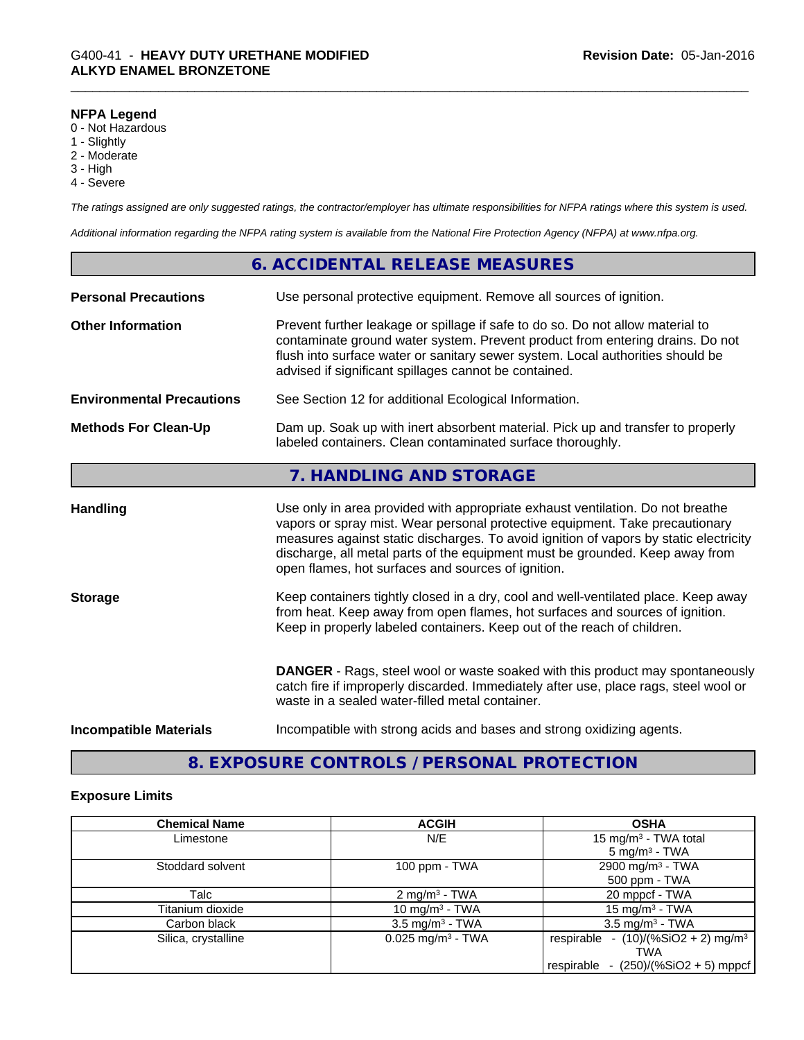**NFPA Legend**
0 - Not Hazardous
1 - Slightly
2 - Moderate
3 - High
4 - Severe

*The ratings assigned are only suggested ratings, the contractor/employer has ultimate responsibilities for NFPA ratings where this system is used.*

*Additional information regarding the NFPA rating system is available from the National Fire Protection Agency (NFPA) at www.nfpa.org.*

## 6. ACCIDENTAL RELEASE MEASURES

**Personal Precautions** Use personal protective equipment. Remove all sources of ignition.

**Other Information** Prevent further leakage or spillage if safe to do so. Do not allow material to contaminate ground water system. Prevent product from entering drains. Do not flush into surface water or sanitary sewer system. Local authorities should be advised if significant spillages cannot be contained.

**Environmental Precautions** See Section 12 for additional Ecological Information.

**Methods For Clean-Up** Dam up. Soak up with inert absorbent material. Pick up and transfer to properly labeled containers. Clean contaminated surface thoroughly.

## 7. HANDLING AND STORAGE

**Handling** Use only in area provided with appropriate exhaust ventilation. Do not breathe vapors or spray mist. Wear personal protective equipment. Take precautionary measures against static discharges. To avoid ignition of vapors by static electricity discharge, all metal parts of the equipment must be grounded. Keep away from open flames, hot surfaces and sources of ignition.

**Storage** Keep containers tightly closed in a dry, cool and well-ventilated place. Keep away from heat. Keep away from open flames, hot surfaces and sources of ignition. Keep in properly labeled containers. Keep out of the reach of children.

**DANGER** - Rags, steel wool or waste soaked with this product may spontaneously catch fire if improperly discarded. Immediately after use, place rags, steel wool or waste in a sealed water-filled metal container.

**Incompatible Materials** Incompatible with strong acids and bases and strong oxidizing agents.

## 8. EXPOSURE CONTROLS / PERSONAL PROTECTION

### Exposure Limits

| Chemical Name | ACGIH | OSHA |
|---|---|---|
| Limestone | N/E | 15 mg/m³ - TWA total<br>5 mg/m³ - TWA |
| Stoddard solvent | 100 ppm - TWA | 2900 mg/m³ - TWA<br>500 ppm - TWA |
| Talc | 2 mg/m³ - TWA | 20 mppcf - TWA |
| Titanium dioxide | 10 mg/m³ - TWA | 15 mg/m³ - TWA |
| Carbon black | 3.5 mg/m³ - TWA | 3.5 mg/m³ - TWA |
| Silica, crystalline | 0.025 mg/m³ - TWA | respirable - (10)/(%SiO2 + 2) mg/m³ TWA<br>respirable - (250)/(%SiO2 + 5) mppcf |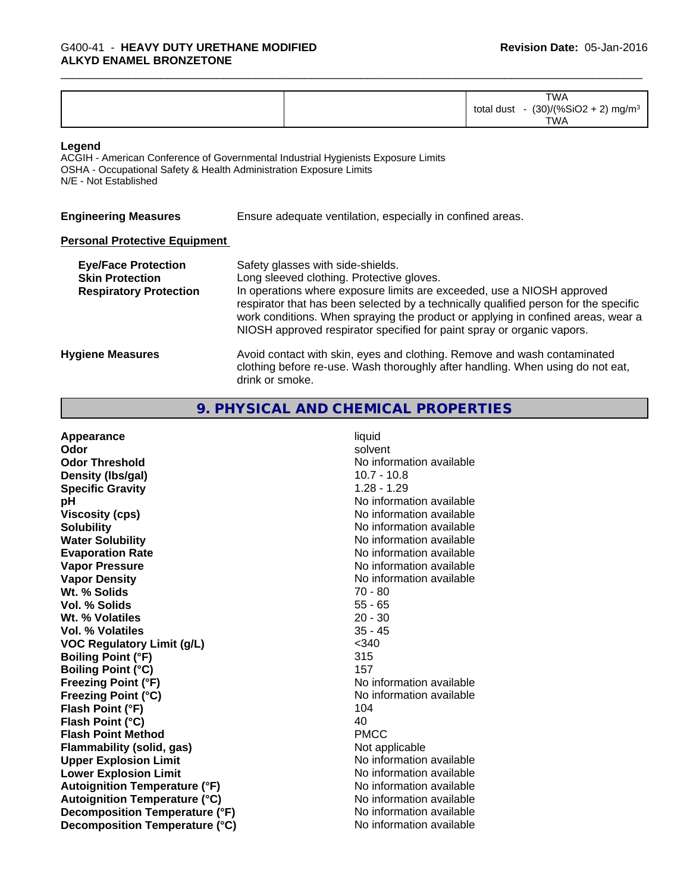| | | TWA<br>total dust - (30)/(%$SiO_2$ + 2) mg/m³<br>TWA |
|---|---|---|

**Legend**
ACGIH - American Conference of Governmental Industrial Hygienists Exposure Limits
OSHA - Occupational Safety & Health Administration Exposure Limits
N/E - Not Established

**Engineering Measures** Ensure adequate ventilation, especially in confined areas.

**Personal Protective Equipment**

**Eye/Face Protection** Safety glasses with side-shields.
**Skin Protection** Long sleeved clothing. Protective gloves.
**Respiratory Protection** In operations where exposure limits are exceeded, use a NIOSH approved respirator that has been selected by a technically qualified person for the specific work conditions. When spraying the product or applying in confined areas, wear a NIOSH approved respirator specified for paint spray or organic vapors.

**Hygiene Measures** Avoid contact with skin, eyes and clothing. Remove and wash contaminated clothing before re-use. Wash thoroughly after handling. When using do not eat, drink or smoke.

## 9. PHYSICAL AND CHEMICAL PROPERTIES

| | |
|---|---|
| **Appearance** | liquid |
| **Odor** | solvent |
| **Odor Threshold** | No information available |
| **Density (lbs/gal)** | 10.7 - 10.8 |
| **Specific Gravity** | 1.28 - 1.29 |
| **pH** | No information available |
| **Viscosity (cps)** | No information available |
| **Solubility** | No information available |
| **Water Solubility** | No information available |
| **Evaporation Rate** | No information available |
| **Vapor Pressure** | No information available |
| **Vapor Density** | No information available |
| **Wt. % Solids** | 70 - 80 |
| **Vol. % Solids** | 55 - 65 |
| **Wt. % Volatiles** | 20 - 30 |
| **Vol. % Volatiles** | 35 - 45 |
| **VOC Regulatory Limit (g/L)** | <340 |
| **Boiling Point (°F)** | 315 |
| **Boiling Point (°C)** | 157 |
| **Freezing Point (°F)** | No information available |
| **Freezing Point (°C)** | No information available |
| **Flash Point (°F)** | 104 |
| **Flash Point (°C)** | 40 |
| **Flash Point Method** | PMCC |
| **Flammability (solid, gas)** | Not applicable |
| **Upper Explosion Limit** | No information available |
| **Lower Explosion Limit** | No information available |
| **Autoignition Temperature (°F)** | No information available |
| **Autoignition Temperature (°C)** | No information available |
| **Decomposition Temperature (°F)** | No information available |
| **Decomposition Temperature (°C)** | No information available |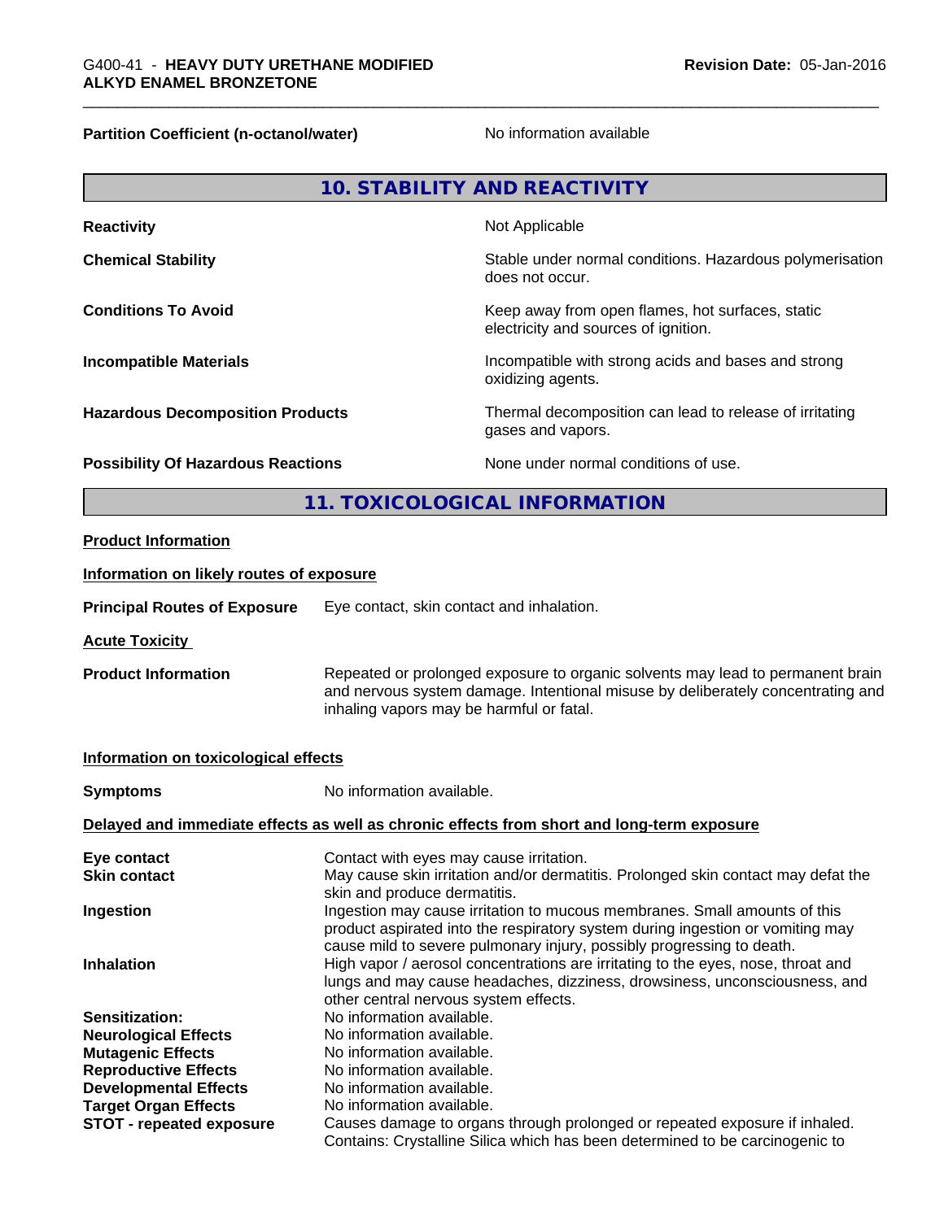| | |
|---|---|
| **Partition Coefficient (n-octanol/water)** | No information available |

## 10. STABILITY AND REACTIVITY

| | |
|---|---|
| **Reactivity** | Not Applicable |
| **Chemical Stability** | Stable under normal conditions. Hazardous polymerisation does not occur. |
| **Conditions To Avoid** | Keep away from open flames, hot surfaces, static electricity and sources of ignition. |
| **Incompatible Materials** | Incompatible with strong acids and bases and strong oxidizing agents. |
| **Hazardous Decomposition Products** | Thermal decomposition can lead to release of irritating gases and vapors. |
| **Possibility Of Hazardous Reactions** | None under normal conditions of use. |

## 11. TOXICOLOGICAL INFORMATION

**Product Information**

**Information on likely routes of exposure**

**Principal Routes of Exposure** Eye contact, skin contact and inhalation.

**Acute Toxicity**

**Product Information** Repeated or prolonged exposure to organic solvents may lead to permanent brain and nervous system damage. Intentional misuse by deliberately concentrating and inhaling vapors may be harmful or fatal.

**Information on toxicological effects**

**Symptoms** No information available.

**Delayed and immediate effects as well as chronic effects from short and long-term exposure**

| | |
|---|---|
| **Eye contact** | Contact with eyes may cause irritation. |
| **Skin contact** | May cause skin irritation and/or dermatitis. Prolonged skin contact may defat the skin and produce dermatitis. |
| **Ingestion** | Ingestion may cause irritation to mucous membranes. Small amounts of this product aspirated into the respiratory system during ingestion or vomiting may cause mild to severe pulmonary injury, possibly progressing to death. |
| **Inhalation** | High vapor / aerosol concentrations are irritating to the eyes, nose, throat and lungs and may cause headaches, dizziness, drowsiness, unconsciousness, and other central nervous system effects. |
| **Sensitization:** | No information available. |
| **Neurological Effects** | No information available. |
| **Mutagenic Effects** | No information available. |
| **Reproductive Effects** | No information available. |
| **Developmental Effects** | No information available. |
| **Target Organ Effects** | No information available. |
| **STOT - repeated exposure** | Causes damage to organs through prolonged or repeated exposure if inhaled. Contains: Crystalline Silica which has been determined to be carcinogenic to |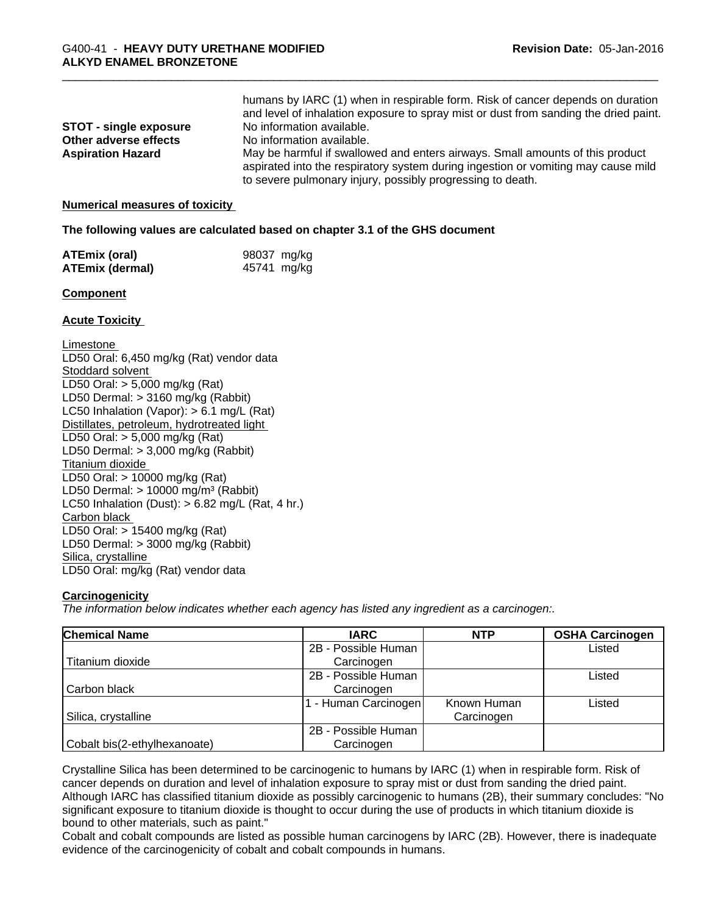humans by IARC (1) when in respirable form. Risk of cancer depends on duration and level of inhalation exposure to spray mist or dust from sanding the dried paint.

**STOT - single exposure** No information available.

**Other adverse effects** No information available.

**Aspiration Hazard** May be harmful if swallowed and enters airways. Small amounts of this product aspirated into the respiratory system during ingestion or vomiting may cause mild to severe pulmonary injury, possibly progressing to death.

**Numerical measures of toxicity**

**The following values are calculated based on chapter 3.1 of the GHS document**

**ATEmix (oral)** 98037 mg/kg
**ATEmix (dermal)** 45741 mg/kg

**Component**

**Acute Toxicity**

Limestone
LD50 Oral: 6,450 mg/kg (Rat) vendor data
Stoddard solvent
LD50 Oral: > 5,000 mg/kg (Rat)
LD50 Dermal: > 3160 mg/kg (Rabbit)
LC50 Inhalation (Vapor): > 6.1 mg/L (Rat)
Distillates, petroleum, hydrotreated light
LD50 Oral: > 5,000 mg/kg (Rat)
LD50 Dermal: > 3,000 mg/kg (Rabbit)
Titanium dioxide
LD50 Oral: > 10000 mg/kg (Rat)
LD50 Dermal: > 10000 mg/m³ (Rabbit)
LC50 Inhalation (Dust): > 6.82 mg/L (Rat, 4 hr.)
Carbon black
LD50 Oral: > 15400 mg/kg (Rat)
LD50 Dermal: > 3000 mg/kg (Rabbit)
Silica, crystalline
LD50 Oral: mg/kg (Rat) vendor data

**Carcinogenicity**
*The information below indicates whether each agency has listed any ingredient as a carcinogen:.*

| Chemical Name | IARC | NTP | OSHA Carcinogen |
|---|---|---|---|
| Titanium dioxide | 2B - Possible Human Carcinogen | | Listed |
| Carbon black | 2B - Possible Human Carcinogen | | Listed |
| Silica, crystalline | 1 - Human Carcinogen | Known Human Carcinogen | Listed |
| Cobalt bis(2-ethylhexanoate) | 2B - Possible Human Carcinogen | | |

Crystalline Silica has been determined to be carcinogenic to humans by IARC (1) when in respirable form. Risk of cancer depends on duration and level of inhalation exposure to spray mist or dust from sanding the dried paint.
Although IARC has classified titanium dioxide as possibly carcinogenic to humans (2B), their summary concludes: "No significant exposure to titanium dioxide is thought to occur during the use of products in which titanium dioxide is bound to other materials, such as paint."
Cobalt and cobalt compounds are listed as possible human carcinogens by IARC (2B). However, there is inadequate evidence of the carcinogenicity of cobalt and cobalt compounds in humans.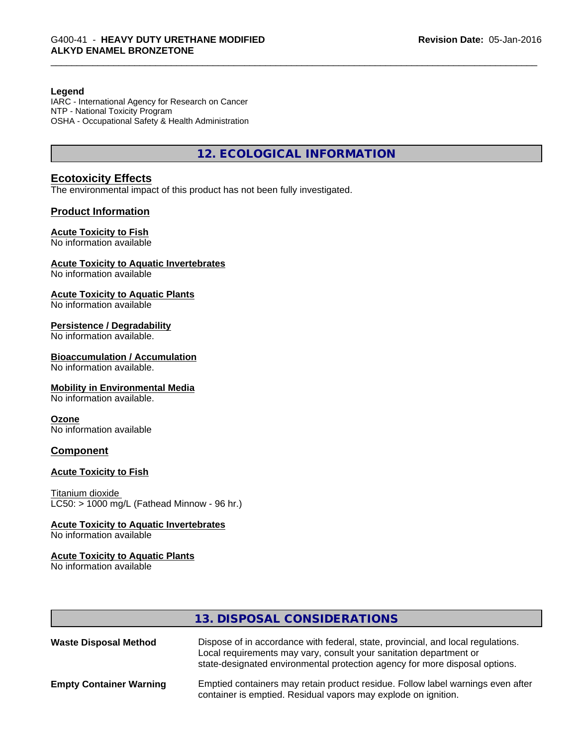**Legend**
IARC - International Agency for Research on Cancer
NTP - National Toxicity Program
OSHA - Occupational Safety & Health Administration

## 12. ECOLOGICAL INFORMATION

### Ecotoxicity Effects
The environmental impact of this product has not been fully investigated.

### Product Information

**Acute Toxicity to Fish**
No information available

**Acute Toxicity to Aquatic Invertebrates**
No information available

**Acute Toxicity to Aquatic Plants**
No information available

**Persistence / Degradability**
No information available.

**Bioaccumulation / Accumulation**
No information available.

**Mobility in Environmental Media**
No information available.

**Ozone**
No information available

### Component

**Acute Toxicity to Fish**

Titanium dioxide
LC50: > 1000 mg/L (Fathead Minnow - 96 hr.)

**Acute Toxicity to Aquatic Invertebrates**
No information available

**Acute Toxicity to Aquatic Plants**
No information available

## 13. DISPOSAL CONSIDERATIONS

| | |
|---|---|
| **Waste Disposal Method** | Dispose of in accordance with federal, state, provincial, and local regulations. Local requirements may vary, consult your sanitation department or state-designated environmental protection agency for more disposal options. |
| **Empty Container Warning** | Emptied containers may retain product residue. Follow label warnings even after container is emptied. Residual vapors may explode on ignition. |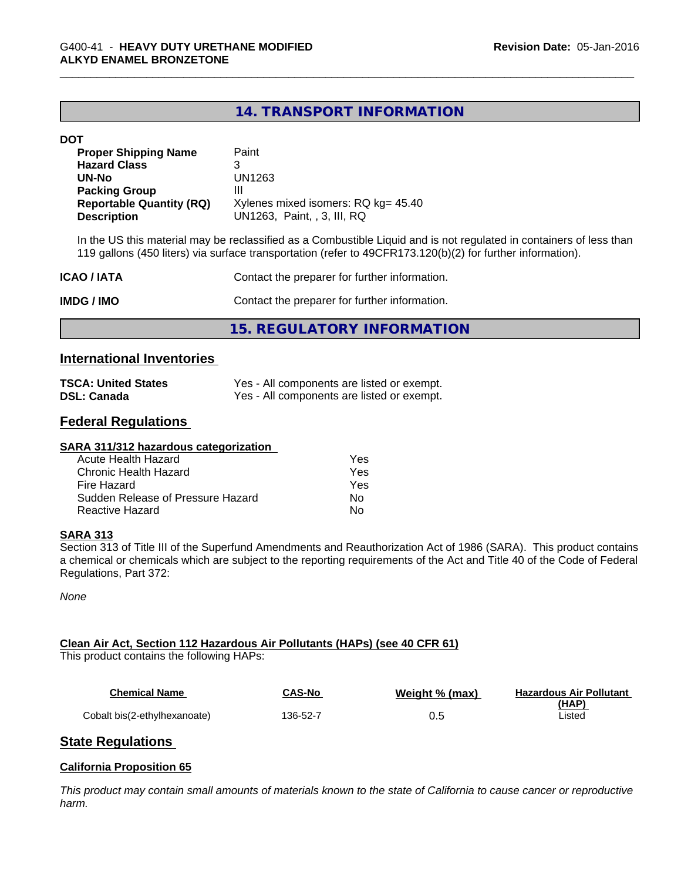## 14. TRANSPORT INFORMATION

**DOT**

| | |
|---|---|
| **Proper Shipping Name** | Paint |
| **Hazard Class** | 3 |
| **UN-No** | UN1263 |
| **Packing Group** | III |
| **Reportable Quantity (RQ)** | Xylenes mixed isomers: RQ kg= 45.40 |
| **Description** | UN1263, Paint, , 3, III, RQ |

In the US this material may be reclassified as a Combustible Liquid and is not regulated in containers of less than 119 gallons (450 liters) via surface transportation (refer to 49CFR173.120(b)(2) for further information).

| | |
|---|---|
| **ICAO / IATA** | Contact the preparer for further information. |
| **IMDG / IMO** | Contact the preparer for further information. |

## 15. REGULATORY INFORMATION

### International Inventories

| | |
|---|---|
| **TSCA: United States** | Yes - All components are listed or exempt. |
| **DSL: Canada** | Yes - All components are listed or exempt. |

### Federal Regulations

**SARA 311/312 hazardous categorization**

| | |
|---|---|
| Acute Health Hazard | Yes |
| Chronic Health Hazard | Yes |
| Fire Hazard | Yes |
| Sudden Release of Pressure Hazard | No |
| Reactive Hazard | No |

**SARA 313**

Section 313 of Title III of the Superfund Amendments and Reauthorization Act of 1986 (SARA). This product contains a chemical or chemicals which are subject to the reporting requirements of the Act and Title 40 of the Code of Federal Regulations, Part 372:

*None*

**Clean Air Act, Section 112 Hazardous Air Pollutants (HAPs) (see 40 CFR 61)**

This product contains the following HAPs:

| Chemical Name | CAS-No | Weight % (max) | Hazardous Air Pollutant (HAP) |
|---|---|---|---|
| Cobalt bis(2-ethylhexanoate) | 136-52-7 | 0.5 | Listed |

### State Regulations

**California Proposition 65**

*This product may contain small amounts of materials known to the state of California to cause cancer or reproductive harm.*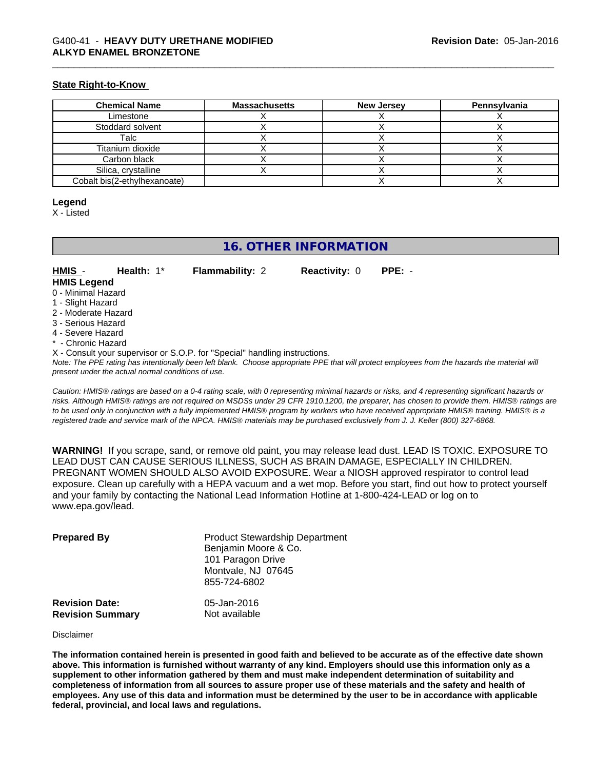### State Right-to-Know

| Chemical Name | Massachusetts | New Jersey | Pennsylvania |
| --- | --- | --- | --- |
| Limestone | X | X | X |
| Stoddard solvent | X | X | X |
| Talc | X | X | X |
| Titanium dioxide | X | X | X |
| Carbon black | X | X | X |
| Silica, crystalline | X | X | X |
| Cobalt bis(2-ethylhexanoate) | | X | X |

**Legend**

X - Listed

## 16. OTHER INFORMATION

**HMIS** - **Health:** 1* **Flammability:** 2 **Reactivity:** 0 **PPE:** -

**HMIS Legend**

0 - Minimal Hazard
1 - Slight Hazard
2 - Moderate Hazard
3 - Serious Hazard
4 - Severe Hazard
* - Chronic Hazard
X - Consult your supervisor or S.O.P. for "Special" handling instructions.

*Note: The PPE rating has intentionally been left blank. Choose appropriate PPE that will protect employees from the hazards the material will present under the actual normal conditions of use.*

*Caution: HMIS® ratings are based on a 0-4 rating scale, with 0 representing minimal hazards or risks, and 4 representing significant hazards or risks. Although HMIS® ratings are not required on MSDSs under 29 CFR 1910.1200, the preparer, has chosen to provide them. HMIS® ratings are to be used only in conjunction with a fully implemented HMIS® program by workers who have received appropriate HMIS® training. HMIS® is a registered trade and service mark of the NPCA. HMIS® materials may be purchased exclusively from J. J. Keller (800) 327-6868.*

**WARNING!** If you scrape, sand, or remove old paint, you may release lead dust. LEAD IS TOXIC. EXPOSURE TO LEAD DUST CAN CAUSE SERIOUS ILLNESS, SUCH AS BRAIN DAMAGE, ESPECIALLY IN CHILDREN. PREGNANT WOMEN SHOULD ALSO AVOID EXPOSURE. Wear a NIOSH approved respirator to control lead exposure. Clean up carefully with a HEPA vacuum and a wet mop. Before you start, find out how to protect yourself and your family by contacting the National Lead Information Hotline at 1-800-424-LEAD or log on to www.epa.gov/lead.

**Prepared By**
Product Stewardship Department
Benjamin Moore & Co.
101 Paragon Drive
Montvale, NJ 07645
855-724-6802

**Revision Date:** 05-Jan-2016
**Revision Summary** Not available

Disclaimer

**The information contained herein is presented in good faith and believed to be accurate as of the effective date shown above. This information is furnished without warranty of any kind. Employers should use this information only as a supplement to other information gathered by them and must make independent determination of suitability and completeness of information from all sources to assure proper use of these materials and the safety and health of employees. Any use of this data and information must be determined by the user to be in accordance with applicable federal, provincial, and local laws and regulations.**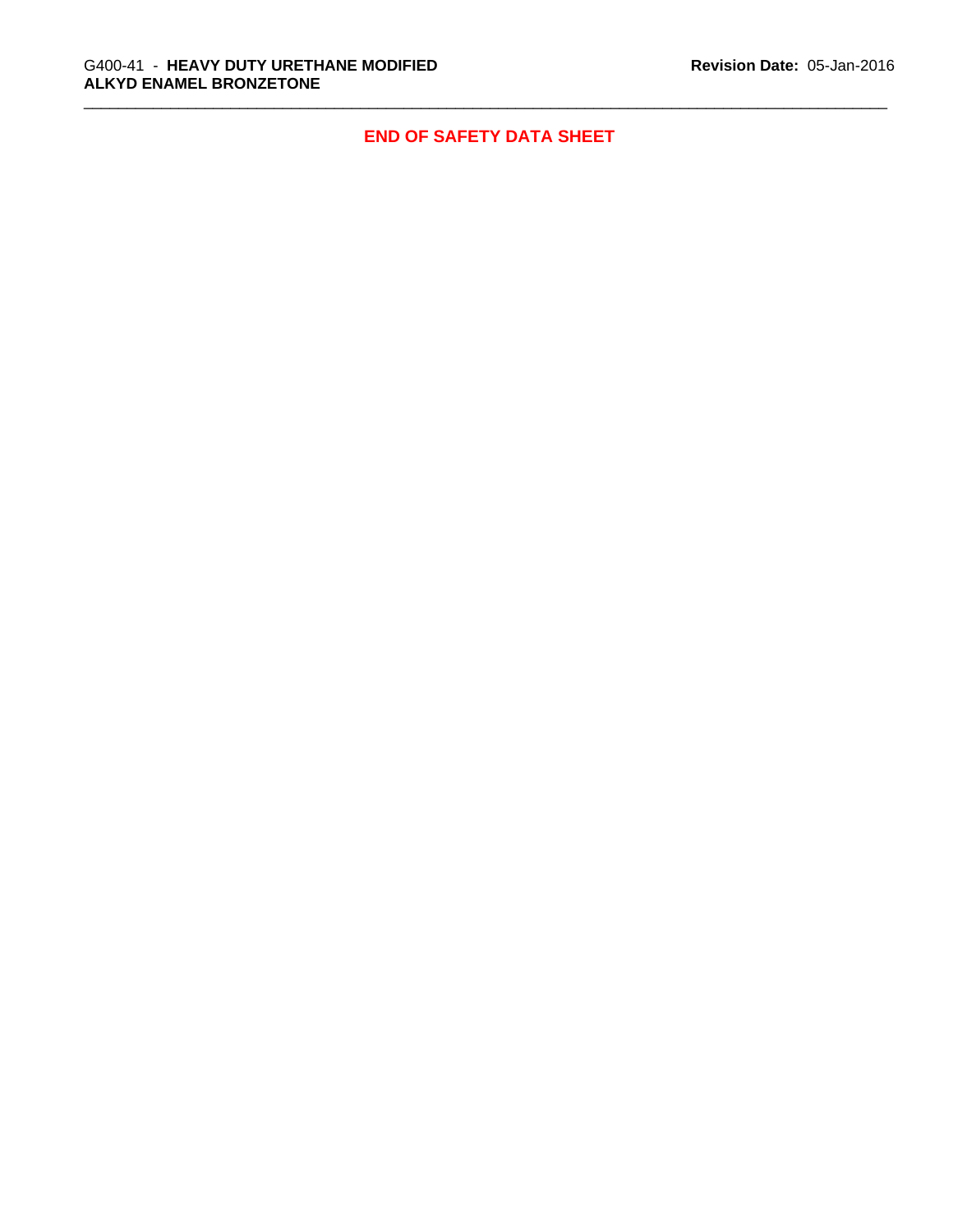**END OF SAFETY DATA SHEET**